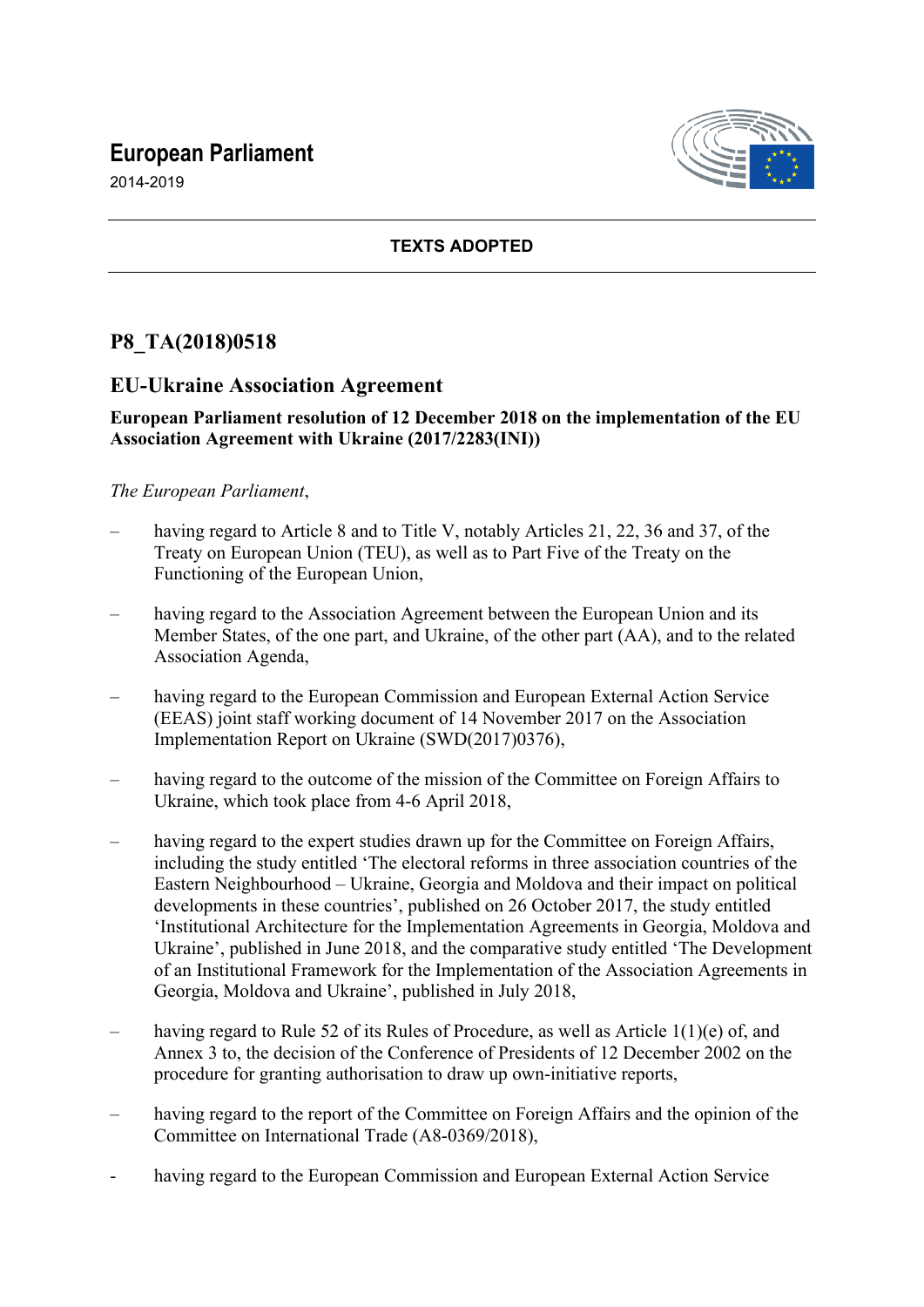# European Parliament

2014-2019

**TEXTS ADOPTED**

## P8_TA(2018)0518

## EU-Ukraine Association Agreement

**European Parliament resolution of 12 December 2018 on the implementation of the EU Association Agreement with Ukraine (2017/2283(INI))**

*The European Parliament*,

– having regard to Article 8 and to Title V, notably Articles 21, 22, 36 and 37, of the Treaty on European Union (TEU), as well as to Part Five of the Treaty on the Functioning of the European Union,

– having regard to the Association Agreement between the European Union and its Member States, of the one part, and Ukraine, of the other part (AA), and to the related Association Agenda,

– having regard to the European Commission and European External Action Service (EEAS) joint staff working document of 14 November 2017 on the Association Implementation Report on Ukraine (SWD(2017)0376),

– having regard to the outcome of the mission of the Committee on Foreign Affairs to Ukraine, which took place from 4-6 April 2018,

– having regard to the expert studies drawn up for the Committee on Foreign Affairs, including the study entitled 'The electoral reforms in three association countries of the Eastern Neighbourhood – Ukraine, Georgia and Moldova and their impact on political developments in these countries', published on 26 October 2017, the study entitled 'Institutional Architecture for the Implementation Agreements in Georgia, Moldova and Ukraine', published in June 2018, and the comparative study entitled 'The Development of an Institutional Framework for the Implementation of the Association Agreements in Georgia, Moldova and Ukraine', published in July 2018,

– having regard to Rule 52 of its Rules of Procedure, as well as Article 1(1)(e) of, and Annex 3 to, the decision of the Conference of Presidents of 12 December 2002 on the procedure for granting authorisation to draw up own-initiative reports,

– having regard to the report of the Committee on Foreign Affairs and the opinion of the Committee on International Trade (A8-0369/2018),

- having regard to the European Commission and European External Action Service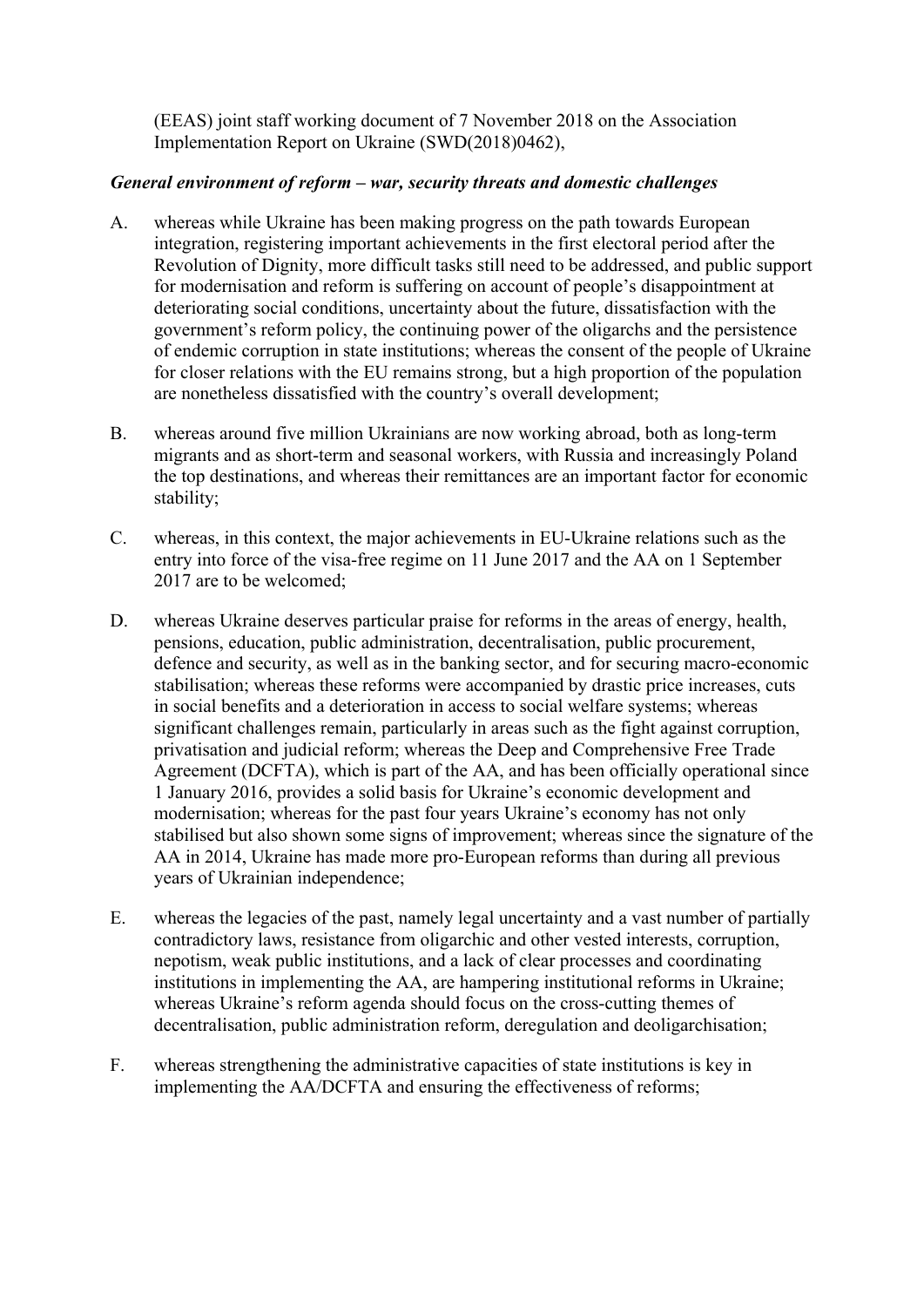(EEAS) joint staff working document of 7 November 2018 on the Association Implementation Report on Ukraine (SWD(2018)0462),

***General environment of reform – war, security threats and domestic challenges***

A. whereas while Ukraine has been making progress on the path towards European integration, registering important achievements in the first electoral period after the Revolution of Dignity, more difficult tasks still need to be addressed, and public support for modernisation and reform is suffering on account of people's disappointment at deteriorating social conditions, uncertainty about the future, dissatisfaction with the government's reform policy, the continuing power of the oligarchs and the persistence of endemic corruption in state institutions; whereas the consent of the people of Ukraine for closer relations with the EU remains strong, but a high proportion of the population are nonetheless dissatisfied with the country's overall development;

B. whereas around five million Ukrainians are now working abroad, both as long-term migrants and as short-term and seasonal workers, with Russia and increasingly Poland the top destinations, and whereas their remittances are an important factor for economic stability;

C. whereas, in this context, the major achievements in EU-Ukraine relations such as the entry into force of the visa-free regime on 11 June 2017 and the AA on 1 September 2017 are to be welcomed;

D. whereas Ukraine deserves particular praise for reforms in the areas of energy, health, pensions, education, public administration, decentralisation, public procurement, defence and security, as well as in the banking sector, and for securing macro-economic stabilisation; whereas these reforms were accompanied by drastic price increases, cuts in social benefits and a deterioration in access to social welfare systems; whereas significant challenges remain, particularly in areas such as the fight against corruption, privatisation and judicial reform; whereas the Deep and Comprehensive Free Trade Agreement (DCFTA), which is part of the AA, and has been officially operational since 1 January 2016, provides a solid basis for Ukraine's economic development and modernisation; whereas for the past four years Ukraine's economy has not only stabilised but also shown some signs of improvement; whereas since the signature of the AA in 2014, Ukraine has made more pro-European reforms than during all previous years of Ukrainian independence;

E. whereas the legacies of the past, namely legal uncertainty and a vast number of partially contradictory laws, resistance from oligarchic and other vested interests, corruption, nepotism, weak public institutions, and a lack of clear processes and coordinating institutions in implementing the AA, are hampering institutional reforms in Ukraine; whereas Ukraine's reform agenda should focus on the cross-cutting themes of decentralisation, public administration reform, deregulation and deoligarchisation;

F. whereas strengthening the administrative capacities of state institutions is key in implementing the AA/DCFTA and ensuring the effectiveness of reforms;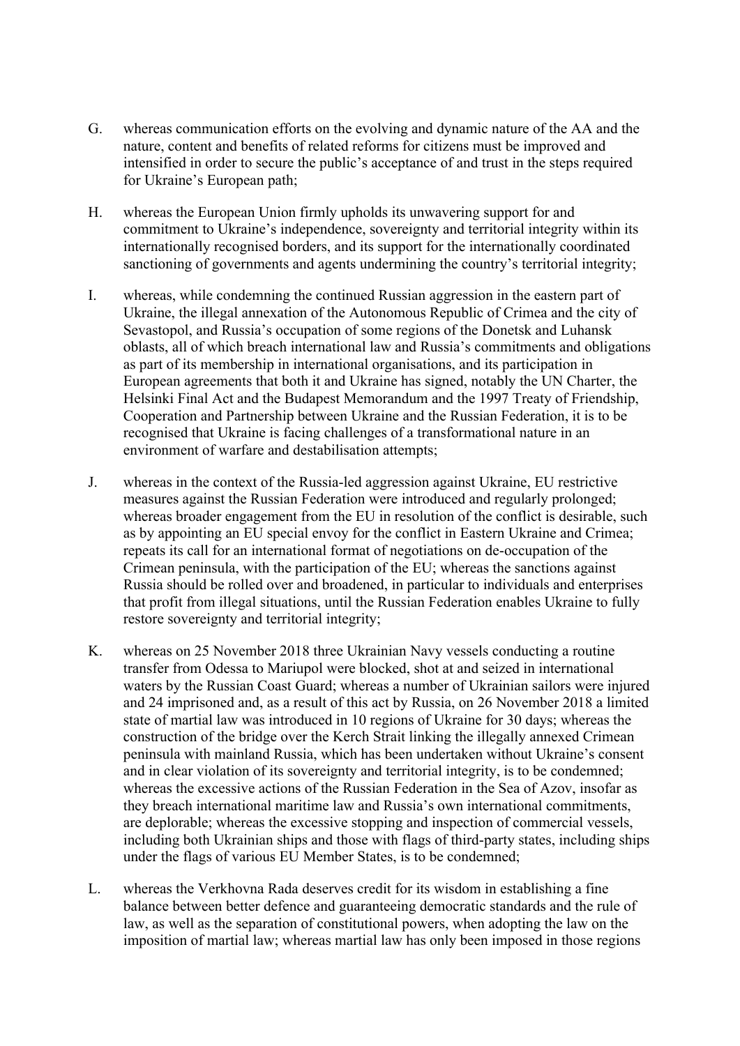G. whereas communication efforts on the evolving and dynamic nature of the AA and the nature, content and benefits of related reforms for citizens must be improved and intensified in order to secure the public's acceptance of and trust in the steps required for Ukraine's European path;

H. whereas the European Union firmly upholds its unwavering support for and commitment to Ukraine's independence, sovereignty and territorial integrity within its internationally recognised borders, and its support for the internationally coordinated sanctioning of governments and agents undermining the country's territorial integrity;

I. whereas, while condemning the continued Russian aggression in the eastern part of Ukraine, the illegal annexation of the Autonomous Republic of Crimea and the city of Sevastopol, and Russia's occupation of some regions of the Donetsk and Luhansk oblasts, all of which breach international law and Russia's commitments and obligations as part of its membership in international organisations, and its participation in European agreements that both it and Ukraine has signed, notably the UN Charter, the Helsinki Final Act and the Budapest Memorandum and the 1997 Treaty of Friendship, Cooperation and Partnership between Ukraine and the Russian Federation, it is to be recognised that Ukraine is facing challenges of a transformational nature in an environment of warfare and destabilisation attempts;

J. whereas in the context of the Russia-led aggression against Ukraine, EU restrictive measures against the Russian Federation were introduced and regularly prolonged; whereas broader engagement from the EU in resolution of the conflict is desirable, such as by appointing an EU special envoy for the conflict in Eastern Ukraine and Crimea; repeats its call for an international format of negotiations on de-occupation of the Crimean peninsula, with the participation of the EU; whereas the sanctions against Russia should be rolled over and broadened, in particular to individuals and enterprises that profit from illegal situations, until the Russian Federation enables Ukraine to fully restore sovereignty and territorial integrity;

K. whereas on 25 November 2018 three Ukrainian Navy vessels conducting a routine transfer from Odessa to Mariupol were blocked, shot at and seized in international waters by the Russian Coast Guard; whereas a number of Ukrainian sailors were injured and 24 imprisoned and, as a result of this act by Russia, on 26 November 2018 a limited state of martial law was introduced in 10 regions of Ukraine for 30 days; whereas the construction of the bridge over the Kerch Strait linking the illegally annexed Crimean peninsula with mainland Russia, which has been undertaken without Ukraine's consent and in clear violation of its sovereignty and territorial integrity, is to be condemned; whereas the excessive actions of the Russian Federation in the Sea of Azov, insofar as they breach international maritime law and Russia's own international commitments, are deplorable; whereas the excessive stopping and inspection of commercial vessels, including both Ukrainian ships and those with flags of third-party states, including ships under the flags of various EU Member States, is to be condemned;

L. whereas the Verkhovna Rada deserves credit for its wisdom in establishing a fine balance between better defence and guaranteeing democratic standards and the rule of law, as well as the separation of constitutional powers, when adopting the law on the imposition of martial law; whereas martial law has only been imposed in those regions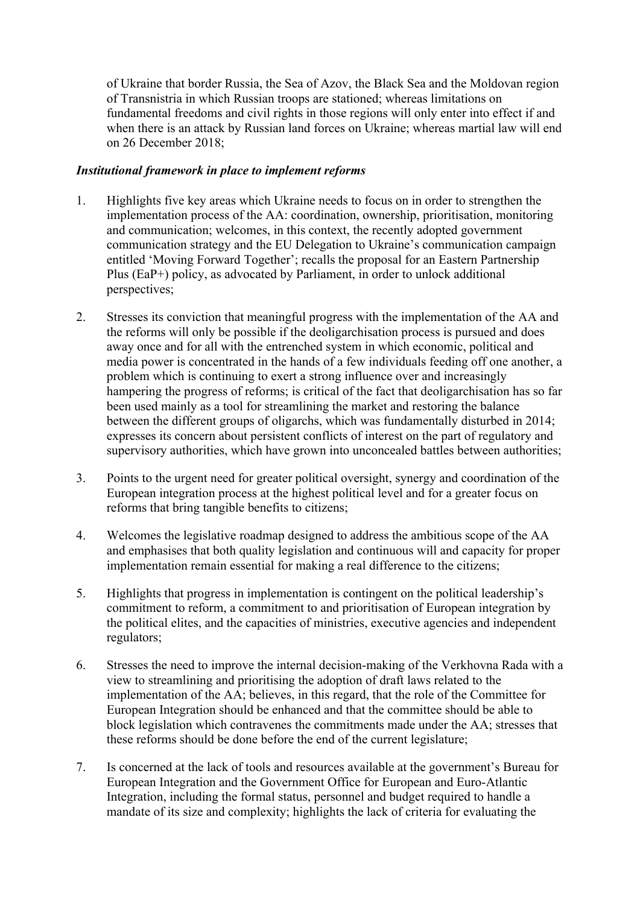of Ukraine that border Russia, the Sea of Azov, the Black Sea and the Moldovan region of Transnistria in which Russian troops are stationed; whereas limitations on fundamental freedoms and civil rights in those regions will only enter into effect if and when there is an attack by Russian land forces on Ukraine; whereas martial law will end on 26 December 2018;

***Institutional framework in place to implement reforms***

1. Highlights five key areas which Ukraine needs to focus on in order to strengthen the implementation process of the AA: coordination, ownership, prioritisation, monitoring and communication; welcomes, in this context, the recently adopted government communication strategy and the EU Delegation to Ukraine's communication campaign entitled 'Moving Forward Together'; recalls the proposal for an Eastern Partnership Plus (EaP+) policy, as advocated by Parliament, in order to unlock additional perspectives;

2. Stresses its conviction that meaningful progress with the implementation of the AA and the reforms will only be possible if the deoligarchisation process is pursued and does away once and for all with the entrenched system in which economic, political and media power is concentrated in the hands of a few individuals feeding off one another, a problem which is continuing to exert a strong influence over and increasingly hampering the progress of reforms; is critical of the fact that deoligarchisation has so far been used mainly as a tool for streamlining the market and restoring the balance between the different groups of oligarchs, which was fundamentally disturbed in 2014; expresses its concern about persistent conflicts of interest on the part of regulatory and supervisory authorities, which have grown into unconcealed battles between authorities;

3. Points to the urgent need for greater political oversight, synergy and coordination of the European integration process at the highest political level and for a greater focus on reforms that bring tangible benefits to citizens;

4. Welcomes the legislative roadmap designed to address the ambitious scope of the AA and emphasises that both quality legislation and continuous will and capacity for proper implementation remain essential for making a real difference to the citizens;

5. Highlights that progress in implementation is contingent on the political leadership's commitment to reform, a commitment to and prioritisation of European integration by the political elites, and the capacities of ministries, executive agencies and independent regulators;

6. Stresses the need to improve the internal decision-making of the Verkhovna Rada with a view to streamlining and prioritising the adoption of draft laws related to the implementation of the AA; believes, in this regard, that the role of the Committee for European Integration should be enhanced and that the committee should be able to block legislation which contravenes the commitments made under the AA; stresses that these reforms should be done before the end of the current legislature;

7. Is concerned at the lack of tools and resources available at the government's Bureau for European Integration and the Government Office for European and Euro-Atlantic Integration, including the formal status, personnel and budget required to handle a mandate of its size and complexity; highlights the lack of criteria for evaluating the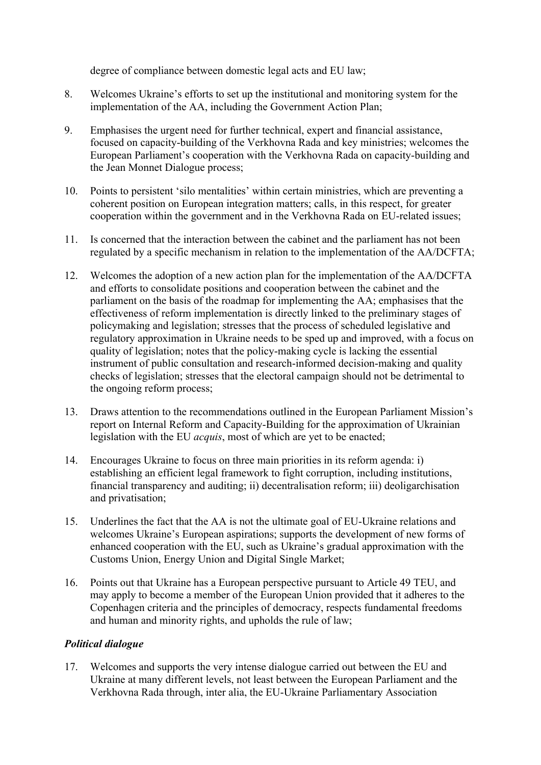degree of compliance between domestic legal acts and EU law;

8. Welcomes Ukraine's efforts to set up the institutional and monitoring system for the implementation of the AA, including the Government Action Plan;

9. Emphasises the urgent need for further technical, expert and financial assistance, focused on capacity-building of the Verkhovna Rada and key ministries; welcomes the European Parliament's cooperation with the Verkhovna Rada on capacity-building and the Jean Monnet Dialogue process;

10. Points to persistent 'silo mentalities' within certain ministries, which are preventing a coherent position on European integration matters; calls, in this respect, for greater cooperation within the government and in the Verkhovna Rada on EU-related issues;

11. Is concerned that the interaction between the cabinet and the parliament has not been regulated by a specific mechanism in relation to the implementation of the AA/DCFTA;

12. Welcomes the adoption of a new action plan for the implementation of the AA/DCFTA and efforts to consolidate positions and cooperation between the cabinet and the parliament on the basis of the roadmap for implementing the AA; emphasises that the effectiveness of reform implementation is directly linked to the preliminary stages of policymaking and legislation; stresses that the process of scheduled legislative and regulatory approximation in Ukraine needs to be sped up and improved, with a focus on quality of legislation; notes that the policy-making cycle is lacking the essential instrument of public consultation and research-informed decision-making and quality checks of legislation; stresses that the electoral campaign should not be detrimental to the ongoing reform process;

13. Draws attention to the recommendations outlined in the European Parliament Mission's report on Internal Reform and Capacity-Building for the approximation of Ukrainian legislation with the EU *acquis*, most of which are yet to be enacted;

14. Encourages Ukraine to focus on three main priorities in its reform agenda: i) establishing an efficient legal framework to fight corruption, including institutions, financial transparency and auditing; ii) decentralisation reform; iii) deoligarchisation and privatisation;

15. Underlines the fact that the AA is not the ultimate goal of EU-Ukraine relations and welcomes Ukraine's European aspirations; supports the development of new forms of enhanced cooperation with the EU, such as Ukraine's gradual approximation with the Customs Union, Energy Union and Digital Single Market;

16. Points out that Ukraine has a European perspective pursuant to Article 49 TEU, and may apply to become a member of the European Union provided that it adheres to the Copenhagen criteria and the principles of democracy, respects fundamental freedoms and human and minority rights, and upholds the rule of law;

***Political dialogue***

17. Welcomes and supports the very intense dialogue carried out between the EU and Ukraine at many different levels, not least between the European Parliament and the Verkhovna Rada through, inter alia, the EU-Ukraine Parliamentary Association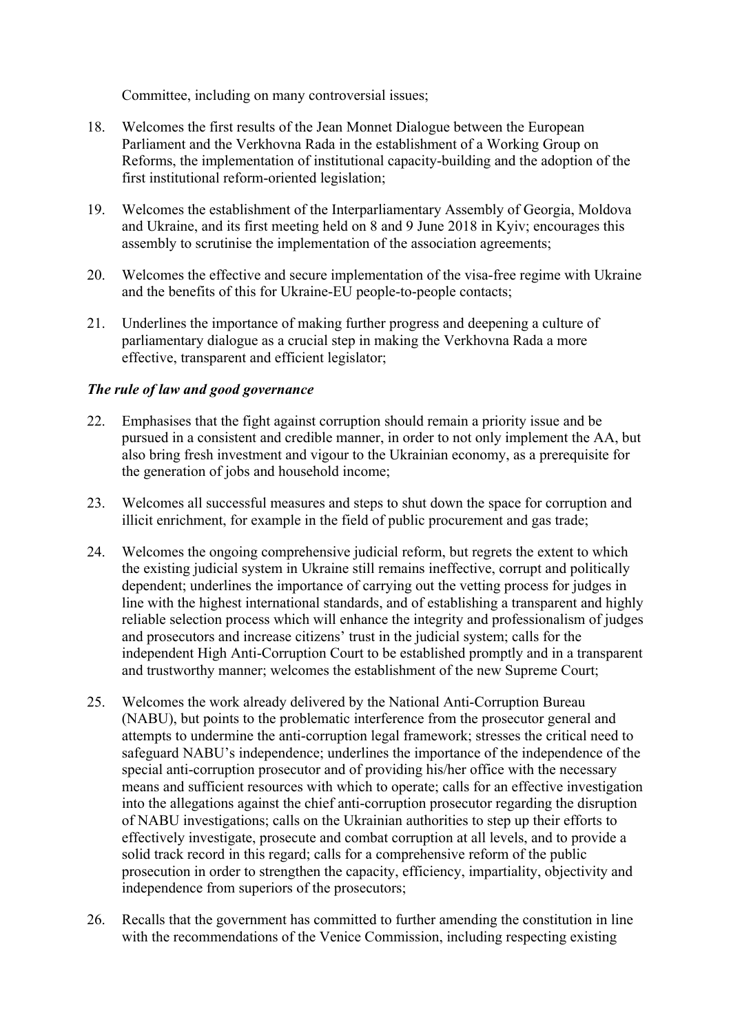Committee, including on many controversial issues;

18. Welcomes the first results of the Jean Monnet Dialogue between the European Parliament and the Verkhovna Rada in the establishment of a Working Group on Reforms, the implementation of institutional capacity-building and the adoption of the first institutional reform-oriented legislation;

19. Welcomes the establishment of the Interparliamentary Assembly of Georgia, Moldova and Ukraine, and its first meeting held on 8 and 9 June 2018 in Kyiv; encourages this assembly to scrutinise the implementation of the association agreements;

20. Welcomes the effective and secure implementation of the visa-free regime with Ukraine and the benefits of this for Ukraine-EU people-to-people contacts;

21. Underlines the importance of making further progress and deepening a culture of parliamentary dialogue as a crucial step in making the Verkhovna Rada a more effective, transparent and efficient legislator;

***The rule of law and good governance***

22. Emphasises that the fight against corruption should remain a priority issue and be pursued in a consistent and credible manner, in order to not only implement the AA, but also bring fresh investment and vigour to the Ukrainian economy, as a prerequisite for the generation of jobs and household income;

23. Welcomes all successful measures and steps to shut down the space for corruption and illicit enrichment, for example in the field of public procurement and gas trade;

24. Welcomes the ongoing comprehensive judicial reform, but regrets the extent to which the existing judicial system in Ukraine still remains ineffective, corrupt and politically dependent; underlines the importance of carrying out the vetting process for judges in line with the highest international standards, and of establishing a transparent and highly reliable selection process which will enhance the integrity and professionalism of judges and prosecutors and increase citizens' trust in the judicial system; calls for the independent High Anti-Corruption Court to be established promptly and in a transparent and trustworthy manner; welcomes the establishment of the new Supreme Court;

25. Welcomes the work already delivered by the National Anti-Corruption Bureau (NABU), but points to the problematic interference from the prosecutor general and attempts to undermine the anti-corruption legal framework; stresses the critical need to safeguard NABU's independence; underlines the importance of the independence of the special anti-corruption prosecutor and of providing his/her office with the necessary means and sufficient resources with which to operate; calls for an effective investigation into the allegations against the chief anti-corruption prosecutor regarding the disruption of NABU investigations; calls on the Ukrainian authorities to step up their efforts to effectively investigate, prosecute and combat corruption at all levels, and to provide a solid track record in this regard; calls for a comprehensive reform of the public prosecution in order to strengthen the capacity, efficiency, impartiality, objectivity and independence from superiors of the prosecutors;

26. Recalls that the government has committed to further amending the constitution in line with the recommendations of the Venice Commission, including respecting existing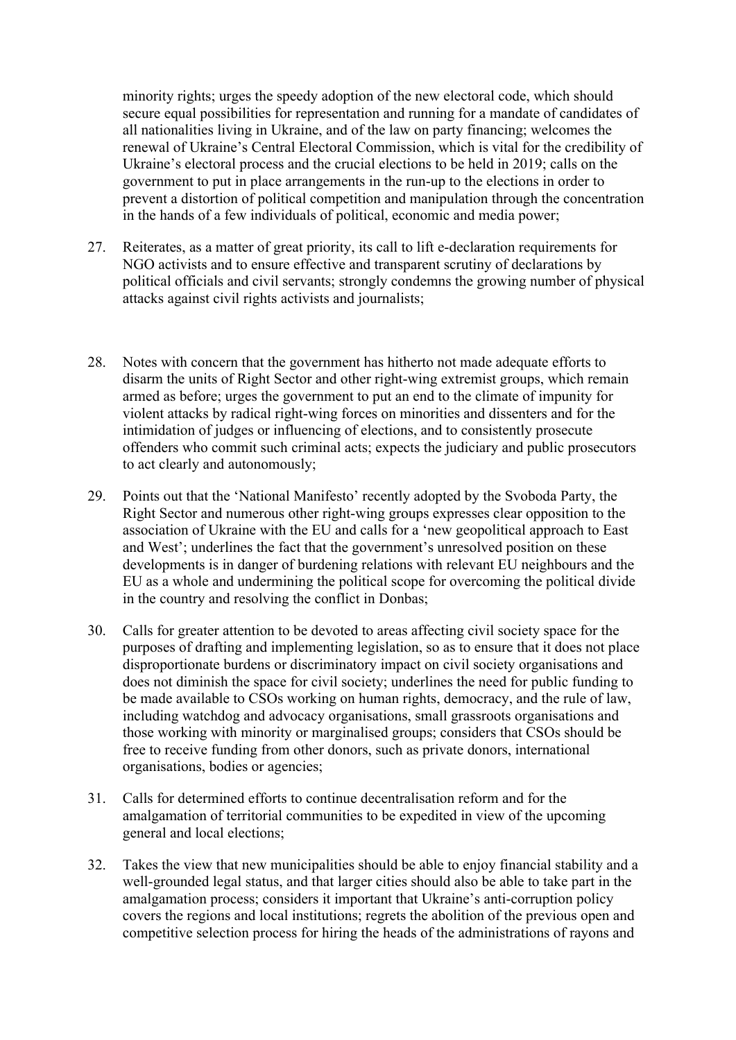minority rights; urges the speedy adoption of the new electoral code, which should secure equal possibilities for representation and running for a mandate of candidates of all nationalities living in Ukraine, and of the law on party financing; welcomes the renewal of Ukraine's Central Electoral Commission, which is vital for the credibility of Ukraine's electoral process and the crucial elections to be held in 2019; calls on the government to put in place arrangements in the run-up to the elections in order to prevent a distortion of political competition and manipulation through the concentration in the hands of a few individuals of political, economic and media power;

27. Reiterates, as a matter of great priority, its call to lift e-declaration requirements for NGO activists and to ensure effective and transparent scrutiny of declarations by political officials and civil servants; strongly condemns the growing number of physical attacks against civil rights activists and journalists;

28. Notes with concern that the government has hitherto not made adequate efforts to disarm the units of Right Sector and other right-wing extremist groups, which remain armed as before; urges the government to put an end to the climate of impunity for violent attacks by radical right-wing forces on minorities and dissenters and for the intimidation of judges or influencing of elections, and to consistently prosecute offenders who commit such criminal acts; expects the judiciary and public prosecutors to act clearly and autonomously;

29. Points out that the 'National Manifesto' recently adopted by the Svoboda Party, the Right Sector and numerous other right-wing groups expresses clear opposition to the association of Ukraine with the EU and calls for a 'new geopolitical approach to East and West'; underlines the fact that the government's unresolved position on these developments is in danger of burdening relations with relevant EU neighbours and the EU as a whole and undermining the political scope for overcoming the political divide in the country and resolving the conflict in Donbas;

30. Calls for greater attention to be devoted to areas affecting civil society space for the purposes of drafting and implementing legislation, so as to ensure that it does not place disproportionate burdens or discriminatory impact on civil society organisations and does not diminish the space for civil society; underlines the need for public funding to be made available to CSOs working on human rights, democracy, and the rule of law, including watchdog and advocacy organisations, small grassroots organisations and those working with minority or marginalised groups; considers that CSOs should be free to receive funding from other donors, such as private donors, international organisations, bodies or agencies;

31. Calls for determined efforts to continue decentralisation reform and for the amalgamation of territorial communities to be expedited in view of the upcoming general and local elections;

32. Takes the view that new municipalities should be able to enjoy financial stability and a well-grounded legal status, and that larger cities should also be able to take part in the amalgamation process; considers it important that Ukraine's anti-corruption policy covers the regions and local institutions; regrets the abolition of the previous open and competitive selection process for hiring the heads of the administrations of rayons and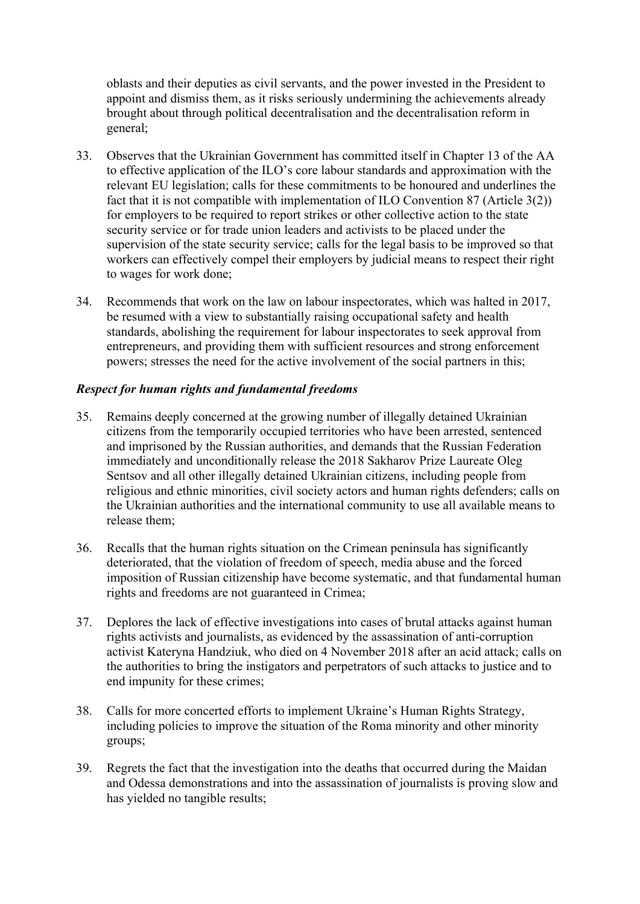oblasts and their deputies as civil servants, and the power invested in the President to appoint and dismiss them, as it risks seriously undermining the achievements already brought about through political decentralisation and the decentralisation reform in general;

33. Observes that the Ukrainian Government has committed itself in Chapter 13 of the AA to effective application of the ILO's core labour standards and approximation with the relevant EU legislation; calls for these commitments to be honoured and underlines the fact that it is not compatible with implementation of ILO Convention 87 (Article 3(2)) for employers to be required to report strikes or other collective action to the state security service or for trade union leaders and activists to be placed under the supervision of the state security service; calls for the legal basis to be improved so that workers can effectively compel their employers by judicial means to respect their right to wages for work done;

34. Recommends that work on the law on labour inspectorates, which was halted in 2017, be resumed with a view to substantially raising occupational safety and health standards, abolishing the requirement for labour inspectorates to seek approval from entrepreneurs, and providing them with sufficient resources and strong enforcement powers; stresses the need for the active involvement of the social partners in this;

***Respect for human rights and fundamental freedoms***

35. Remains deeply concerned at the growing number of illegally detained Ukrainian citizens from the temporarily occupied territories who have been arrested, sentenced and imprisoned by the Russian authorities, and demands that the Russian Federation immediately and unconditionally release the 2018 Sakharov Prize Laureate Oleg Sentsov and all other illegally detained Ukrainian citizens, including people from religious and ethnic minorities, civil society actors and human rights defenders; calls on the Ukrainian authorities and the international community to use all available means to release them;

36. Recalls that the human rights situation on the Crimean peninsula has significantly deteriorated, that the violation of freedom of speech, media abuse and the forced imposition of Russian citizenship have become systematic, and that fundamental human rights and freedoms are not guaranteed in Crimea;

37. Deplores the lack of effective investigations into cases of brutal attacks against human rights activists and journalists, as evidenced by the assassination of anti-corruption activist Kateryna Handziuk, who died on 4 November 2018 after an acid attack; calls on the authorities to bring the instigators and perpetrators of such attacks to justice and to end impunity for these crimes;

38. Calls for more concerted efforts to implement Ukraine's Human Rights Strategy, including policies to improve the situation of the Roma minority and other minority groups;

39. Regrets the fact that the investigation into the deaths that occurred during the Maidan and Odessa demonstrations and into the assassination of journalists is proving slow and has yielded no tangible results;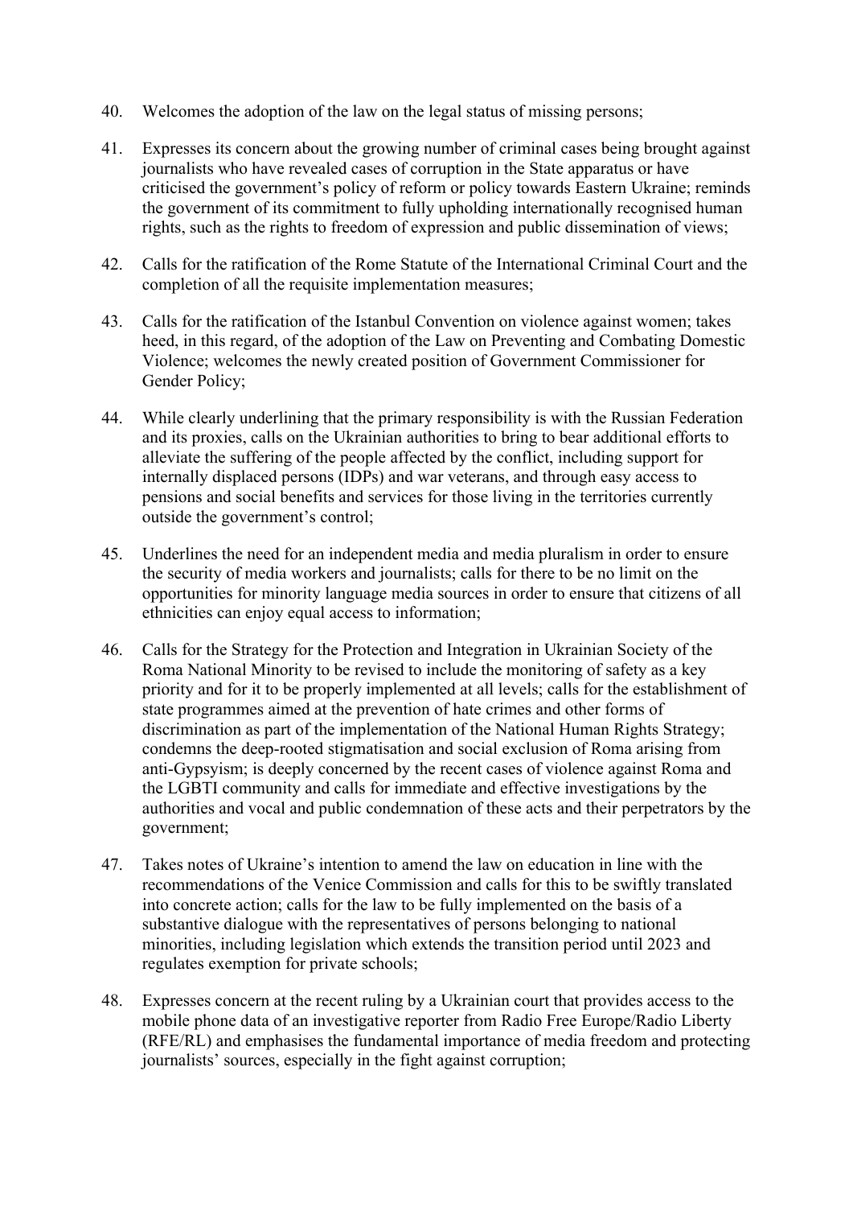40. Welcomes the adoption of the law on the legal status of missing persons;

41. Expresses its concern about the growing number of criminal cases being brought against journalists who have revealed cases of corruption in the State apparatus or have criticised the government's policy of reform or policy towards Eastern Ukraine; reminds the government of its commitment to fully upholding internationally recognised human rights, such as the rights to freedom of expression and public dissemination of views;

42. Calls for the ratification of the Rome Statute of the International Criminal Court and the completion of all the requisite implementation measures;

43. Calls for the ratification of the Istanbul Convention on violence against women; takes heed, in this regard, of the adoption of the Law on Preventing and Combating Domestic Violence; welcomes the newly created position of Government Commissioner for Gender Policy;

44. While clearly underlining that the primary responsibility is with the Russian Federation and its proxies, calls on the Ukrainian authorities to bring to bear additional efforts to alleviate the suffering of the people affected by the conflict, including support for internally displaced persons (IDPs) and war veterans, and through easy access to pensions and social benefits and services for those living in the territories currently outside the government's control;

45. Underlines the need for an independent media and media pluralism in order to ensure the security of media workers and journalists; calls for there to be no limit on the opportunities for minority language media sources in order to ensure that citizens of all ethnicities can enjoy equal access to information;

46. Calls for the Strategy for the Protection and Integration in Ukrainian Society of the Roma National Minority to be revised to include the monitoring of safety as a key priority and for it to be properly implemented at all levels; calls for the establishment of state programmes aimed at the prevention of hate crimes and other forms of discrimination as part of the implementation of the National Human Rights Strategy; condemns the deep-rooted stigmatisation and social exclusion of Roma arising from anti-Gypsyism; is deeply concerned by the recent cases of violence against Roma and the LGBTI community and calls for immediate and effective investigations by the authorities and vocal and public condemnation of these acts and their perpetrators by the government;

47. Takes notes of Ukraine's intention to amend the law on education in line with the recommendations of the Venice Commission and calls for this to be swiftly translated into concrete action; calls for the law to be fully implemented on the basis of a substantive dialogue with the representatives of persons belonging to national minorities, including legislation which extends the transition period until 2023 and regulates exemption for private schools;

48. Expresses concern at the recent ruling by a Ukrainian court that provides access to the mobile phone data of an investigative reporter from Radio Free Europe/Radio Liberty (RFE/RL) and emphasises the fundamental importance of media freedom and protecting journalists' sources, especially in the fight against corruption;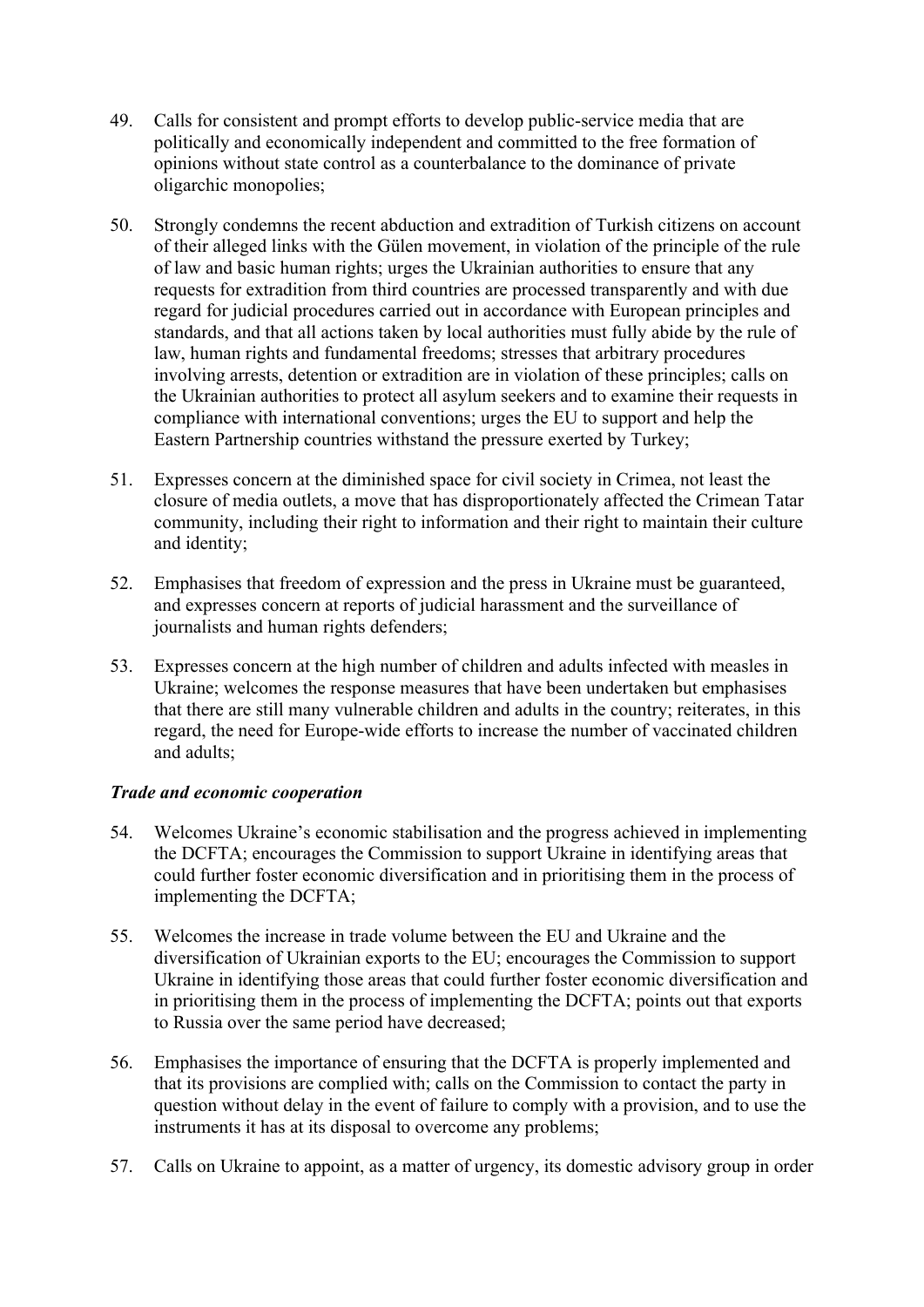49. Calls for consistent and prompt efforts to develop public-service media that are politically and economically independent and committed to the free formation of opinions without state control as a counterbalance to the dominance of private oligarchic monopolies;

50. Strongly condemns the recent abduction and extradition of Turkish citizens on account of their alleged links with the Gülen movement, in violation of the principle of the rule of law and basic human rights; urges the Ukrainian authorities to ensure that any requests for extradition from third countries are processed transparently and with due regard for judicial procedures carried out in accordance with European principles and standards, and that all actions taken by local authorities must fully abide by the rule of law, human rights and fundamental freedoms; stresses that arbitrary procedures involving arrests, detention or extradition are in violation of these principles; calls on the Ukrainian authorities to protect all asylum seekers and to examine their requests in compliance with international conventions; urges the EU to support and help the Eastern Partnership countries withstand the pressure exerted by Turkey;

51. Expresses concern at the diminished space for civil society in Crimea, not least the closure of media outlets, a move that has disproportionately affected the Crimean Tatar community, including their right to information and their right to maintain their culture and identity;

52. Emphasises that freedom of expression and the press in Ukraine must be guaranteed, and expresses concern at reports of judicial harassment and the surveillance of journalists and human rights defenders;

53. Expresses concern at the high number of children and adults infected with measles in Ukraine; welcomes the response measures that have been undertaken but emphasises that there are still many vulnerable children and adults in the country; reiterates, in this regard, the need for Europe-wide efforts to increase the number of vaccinated children and adults;

***Trade and economic cooperation***

54. Welcomes Ukraine's economic stabilisation and the progress achieved in implementing the DCFTA; encourages the Commission to support Ukraine in identifying areas that could further foster economic diversification and in prioritising them in the process of implementing the DCFTA;

55. Welcomes the increase in trade volume between the EU and Ukraine and the diversification of Ukrainian exports to the EU; encourages the Commission to support Ukraine in identifying those areas that could further foster economic diversification and in prioritising them in the process of implementing the DCFTA; points out that exports to Russia over the same period have decreased;

56. Emphasises the importance of ensuring that the DCFTA is properly implemented and that its provisions are complied with; calls on the Commission to contact the party in question without delay in the event of failure to comply with a provision, and to use the instruments it has at its disposal to overcome any problems;

57. Calls on Ukraine to appoint, as a matter of urgency, its domestic advisory group in order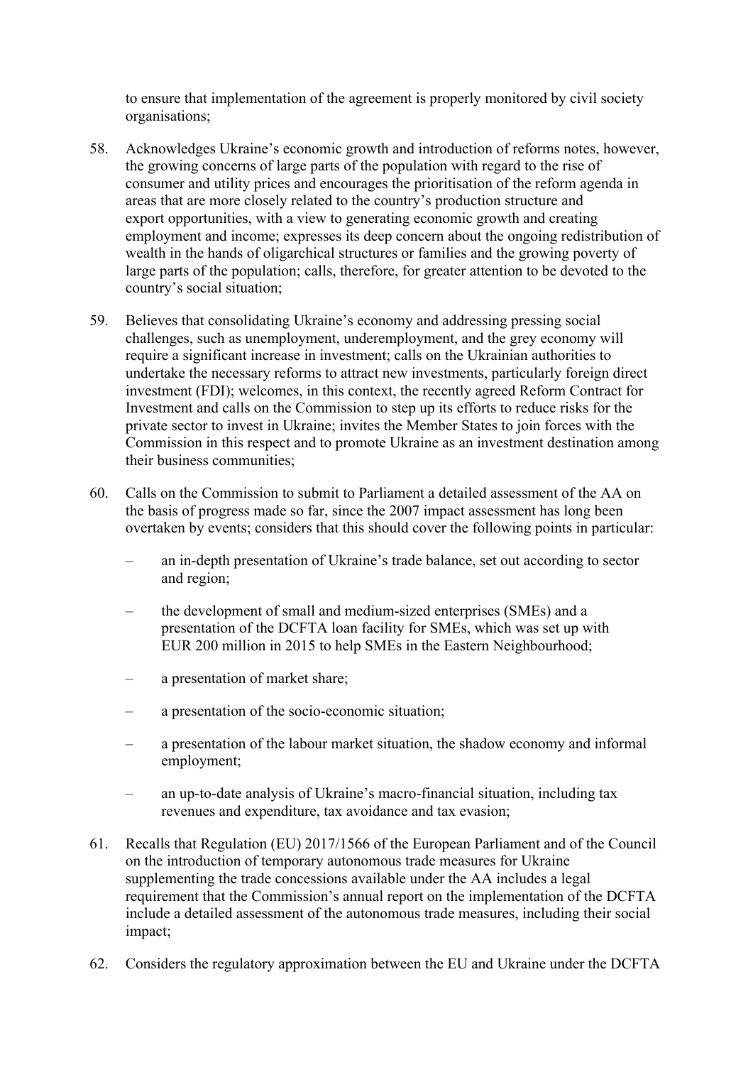to ensure that implementation of the agreement is properly monitored by civil society organisations;

58. Acknowledges Ukraine's economic growth and introduction of reforms notes, however, the growing concerns of large parts of the population with regard to the rise of consumer and utility prices and encourages the prioritisation of the reform agenda in areas that are more closely related to the country's production structure and export opportunities, with a view to generating economic growth and creating employment and income; expresses its deep concern about the ongoing redistribution of wealth in the hands of oligarchical structures or families and the growing poverty of large parts of the population; calls, therefore, for greater attention to be devoted to the country's social situation;

59. Believes that consolidating Ukraine's economy and addressing pressing social challenges, such as unemployment, underemployment, and the grey economy will require a significant increase in investment; calls on the Ukrainian authorities to undertake the necessary reforms to attract new investments, particularly foreign direct investment (FDI); welcomes, in this context, the recently agreed Reform Contract for Investment and calls on the Commission to step up its efforts to reduce risks for the private sector to invest in Ukraine; invites the Member States to join forces with the Commission in this respect and to promote Ukraine as an investment destination among their business communities;

60. Calls on the Commission to submit to Parliament a detailed assessment of the AA on the basis of progress made so far, since the 2007 impact assessment has long been overtaken by events; considers that this should cover the following points in particular:

    – an in-depth presentation of Ukraine's trade balance, set out according to sector and region;

    – the development of small and medium-sized enterprises (SMEs) and a presentation of the DCFTA loan facility for SMEs, which was set up with EUR 200 million in 2015 to help SMEs in the Eastern Neighbourhood;

    – a presentation of market share;

    – a presentation of the socio-economic situation;

    – a presentation of the labour market situation, the shadow economy and informal employment;

    – an up-to-date analysis of Ukraine's macro-financial situation, including tax revenues and expenditure, tax avoidance and tax evasion;

61. Recalls that Regulation (EU) 2017/1566 of the European Parliament and of the Council on the introduction of temporary autonomous trade measures for Ukraine supplementing the trade concessions available under the AA includes a legal requirement that the Commission's annual report on the implementation of the DCFTA include a detailed assessment of the autonomous trade measures, including their social impact;

62. Considers the regulatory approximation between the EU and Ukraine under the DCFTA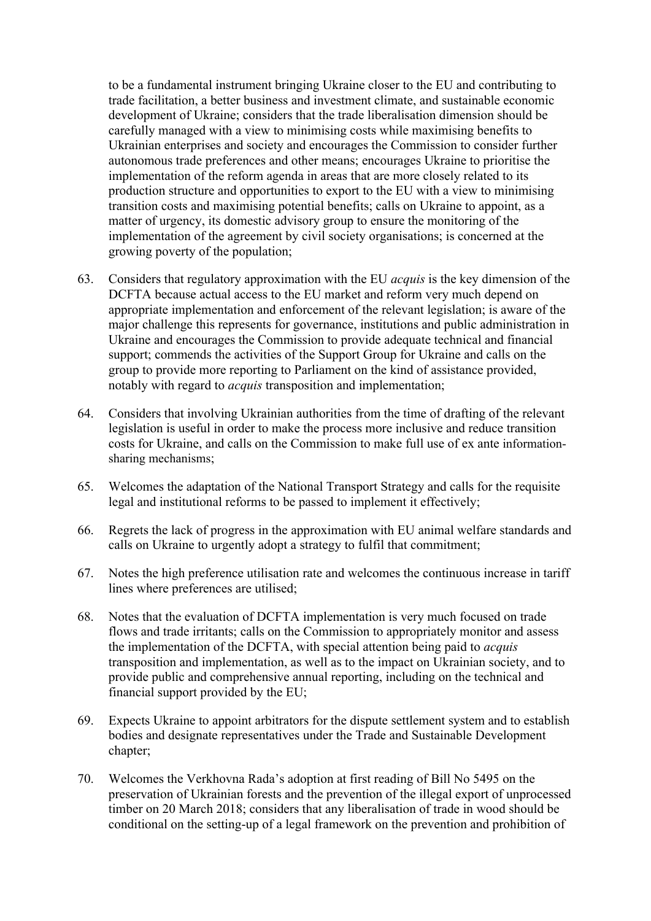to be a fundamental instrument bringing Ukraine closer to the EU and contributing to trade facilitation, a better business and investment climate, and sustainable economic development of Ukraine; considers that the trade liberalisation dimension should be carefully managed with a view to minimising costs while maximising benefits to Ukrainian enterprises and society and encourages the Commission to consider further autonomous trade preferences and other means; encourages Ukraine to prioritise the implementation of the reform agenda in areas that are more closely related to its production structure and opportunities to export to the EU with a view to minimising transition costs and maximising potential benefits; calls on Ukraine to appoint, as a matter of urgency, its domestic advisory group to ensure the monitoring of the implementation of the agreement by civil society organisations; is concerned at the growing poverty of the population;

63. Considers that regulatory approximation with the EU *acquis* is the key dimension of the DCFTA because actual access to the EU market and reform very much depend on appropriate implementation and enforcement of the relevant legislation; is aware of the major challenge this represents for governance, institutions and public administration in Ukraine and encourages the Commission to provide adequate technical and financial support; commends the activities of the Support Group for Ukraine and calls on the group to provide more reporting to Parliament on the kind of assistance provided, notably with regard to *acquis* transposition and implementation;

64. Considers that involving Ukrainian authorities from the time of drafting of the relevant legislation is useful in order to make the process more inclusive and reduce transition costs for Ukraine, and calls on the Commission to make full use of ex ante information-sharing mechanisms;

65. Welcomes the adaptation of the National Transport Strategy and calls for the requisite legal and institutional reforms to be passed to implement it effectively;

66. Regrets the lack of progress in the approximation with EU animal welfare standards and calls on Ukraine to urgently adopt a strategy to fulfil that commitment;

67. Notes the high preference utilisation rate and welcomes the continuous increase in tariff lines where preferences are utilised;

68. Notes that the evaluation of DCFTA implementation is very much focused on trade flows and trade irritants; calls on the Commission to appropriately monitor and assess the implementation of the DCFTA, with special attention being paid to *acquis* transposition and implementation, as well as to the impact on Ukrainian society, and to provide public and comprehensive annual reporting, including on the technical and financial support provided by the EU;

69. Expects Ukraine to appoint arbitrators for the dispute settlement system and to establish bodies and designate representatives under the Trade and Sustainable Development chapter;

70. Welcomes the Verkhovna Rada's adoption at first reading of Bill No 5495 on the preservation of Ukrainian forests and the prevention of the illegal export of unprocessed timber on 20 March 2018; considers that any liberalisation of trade in wood should be conditional on the setting-up of a legal framework on the prevention and prohibition of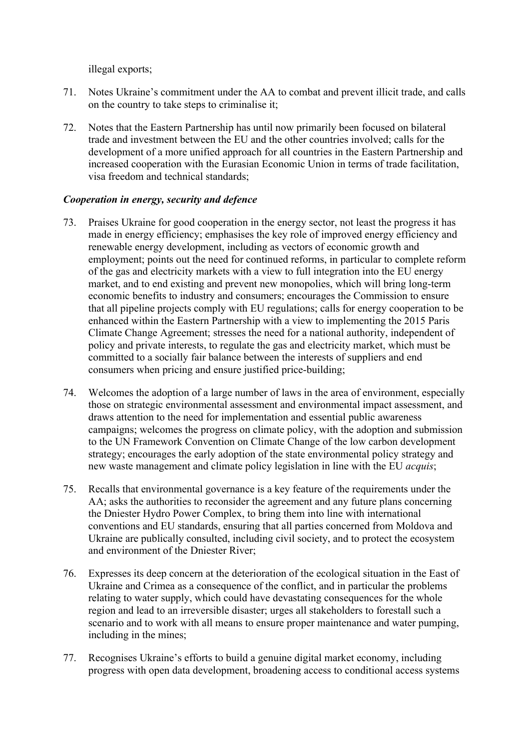illegal exports;

71. Notes Ukraine's commitment under the AA to combat and prevent illicit trade, and calls on the country to take steps to criminalise it;

72. Notes that the Eastern Partnership has until now primarily been focused on bilateral trade and investment between the EU and the other countries involved; calls for the development of a more unified approach for all countries in the Eastern Partnership and increased cooperation with the Eurasian Economic Union in terms of trade facilitation, visa freedom and technical standards;

***Cooperation in energy, security and defence***

73. Praises Ukraine for good cooperation in the energy sector, not least the progress it has made in energy efficiency; emphasises the key role of improved energy efficiency and renewable energy development, including as vectors of economic growth and employment; points out the need for continued reforms, in particular to complete reform of the gas and electricity markets with a view to full integration into the EU energy market, and to end existing and prevent new monopolies, which will bring long-term economic benefits to industry and consumers; encourages the Commission to ensure that all pipeline projects comply with EU regulations; calls for energy cooperation to be enhanced within the Eastern Partnership with a view to implementing the 2015 Paris Climate Change Agreement; stresses the need for a national authority, independent of policy and private interests, to regulate the gas and electricity market, which must be committed to a socially fair balance between the interests of suppliers and end consumers when pricing and ensure justified price-building;

74. Welcomes the adoption of a large number of laws in the area of environment, especially those on strategic environmental assessment and environmental impact assessment, and draws attention to the need for implementation and essential public awareness campaigns; welcomes the progress on climate policy, with the adoption and submission to the UN Framework Convention on Climate Change of the low carbon development strategy; encourages the early adoption of the state environmental policy strategy and new waste management and climate policy legislation in line with the EU *acquis*;

75. Recalls that environmental governance is a key feature of the requirements under the AA; asks the authorities to reconsider the agreement and any future plans concerning the Dniester Hydro Power Complex, to bring them into line with international conventions and EU standards, ensuring that all parties concerned from Moldova and Ukraine are publically consulted, including civil society, and to protect the ecosystem and environment of the Dniester River;

76. Expresses its deep concern at the deterioration of the ecological situation in the East of Ukraine and Crimea as a consequence of the conflict, and in particular the problems relating to water supply, which could have devastating consequences for the whole region and lead to an irreversible disaster; urges all stakeholders to forestall such a scenario and to work with all means to ensure proper maintenance and water pumping, including in the mines;

77. Recognises Ukraine's efforts to build a genuine digital market economy, including progress with open data development, broadening access to conditional access systems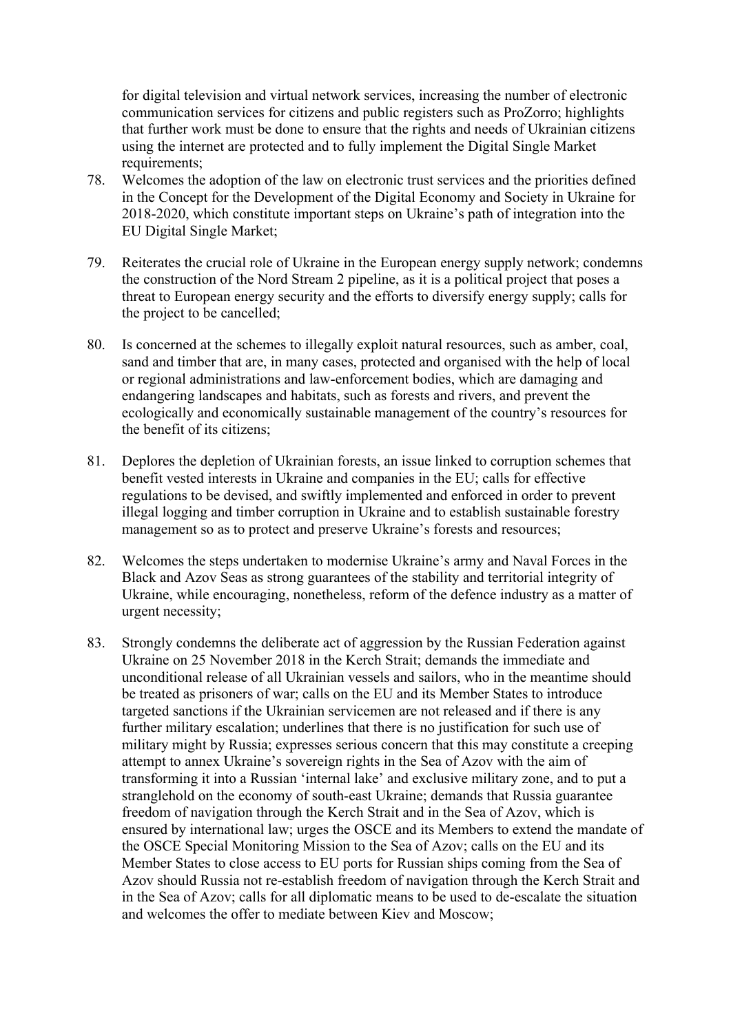for digital television and virtual network services, increasing the number of electronic communication services for citizens and public registers such as ProZorro; highlights that further work must be done to ensure that the rights and needs of Ukrainian citizens using the internet are protected and to fully implement the Digital Single Market requirements;

78. Welcomes the adoption of the law on electronic trust services and the priorities defined in the Concept for the Development of the Digital Economy and Society in Ukraine for 2018-2020, which constitute important steps on Ukraine's path of integration into the EU Digital Single Market;

79. Reiterates the crucial role of Ukraine in the European energy supply network; condemns the construction of the Nord Stream 2 pipeline, as it is a political project that poses a threat to European energy security and the efforts to diversify energy supply; calls for the project to be cancelled;

80. Is concerned at the schemes to illegally exploit natural resources, such as amber, coal, sand and timber that are, in many cases, protected and organised with the help of local or regional administrations and law-enforcement bodies, which are damaging and endangering landscapes and habitats, such as forests and rivers, and prevent the ecologically and economically sustainable management of the country's resources for the benefit of its citizens;

81. Deplores the depletion of Ukrainian forests, an issue linked to corruption schemes that benefit vested interests in Ukraine and companies in the EU; calls for effective regulations to be devised, and swiftly implemented and enforced in order to prevent illegal logging and timber corruption in Ukraine and to establish sustainable forestry management so as to protect and preserve Ukraine's forests and resources;

82. Welcomes the steps undertaken to modernise Ukraine's army and Naval Forces in the Black and Azov Seas as strong guarantees of the stability and territorial integrity of Ukraine, while encouraging, nonetheless, reform of the defence industry as a matter of urgent necessity;

83. Strongly condemns the deliberate act of aggression by the Russian Federation against Ukraine on 25 November 2018 in the Kerch Strait; demands the immediate and unconditional release of all Ukrainian vessels and sailors, who in the meantime should be treated as prisoners of war; calls on the EU and its Member States to introduce targeted sanctions if the Ukrainian servicemen are not released and if there is any further military escalation; underlines that there is no justification for such use of military might by Russia; expresses serious concern that this may constitute a creeping attempt to annex Ukraine's sovereign rights in the Sea of Azov with the aim of transforming it into a Russian 'internal lake' and exclusive military zone, and to put a stranglehold on the economy of south-east Ukraine; demands that Russia guarantee freedom of navigation through the Kerch Strait and in the Sea of Azov, which is ensured by international law; urges the OSCE and its Members to extend the mandate of the OSCE Special Monitoring Mission to the Sea of Azov; calls on the EU and its Member States to close access to EU ports for Russian ships coming from the Sea of Azov should Russia not re-establish freedom of navigation through the Kerch Strait and in the Sea of Azov; calls for all diplomatic means to be used to de-escalate the situation and welcomes the offer to mediate between Kiev and Moscow;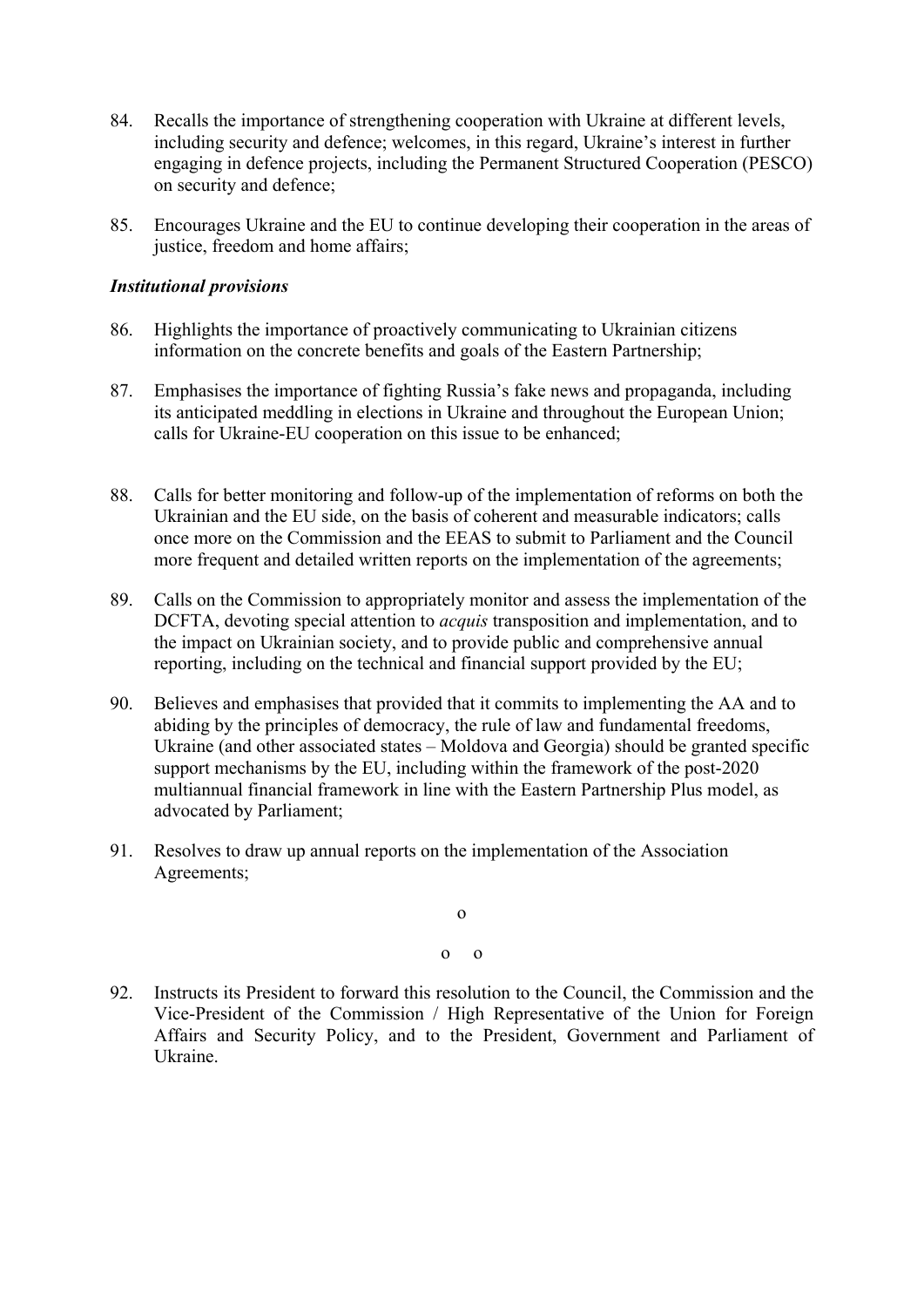84. Recalls the importance of strengthening cooperation with Ukraine at different levels, including security and defence; welcomes, in this regard, Ukraine's interest in further engaging in defence projects, including the Permanent Structured Cooperation (PESCO) on security and defence;

85. Encourages Ukraine and the EU to continue developing their cooperation in the areas of justice, freedom and home affairs;

***Institutional provisions***

86. Highlights the importance of proactively communicating to Ukrainian citizens information on the concrete benefits and goals of the Eastern Partnership;

87. Emphasises the importance of fighting Russia's fake news and propaganda, including its anticipated meddling in elections in Ukraine and throughout the European Union; calls for Ukraine-EU cooperation on this issue to be enhanced;

88. Calls for better monitoring and follow-up of the implementation of reforms on both the Ukrainian and the EU side, on the basis of coherent and measurable indicators; calls once more on the Commission and the EEAS to submit to Parliament and the Council more frequent and detailed written reports on the implementation of the agreements;

89. Calls on the Commission to appropriately monitor and assess the implementation of the DCFTA, devoting special attention to *acquis* transposition and implementation, and to the impact on Ukrainian society, and to provide public and comprehensive annual reporting, including on the technical and financial support provided by the EU;

90. Believes and emphasises that provided that it commits to implementing the AA and to abiding by the principles of democracy, the rule of law and fundamental freedoms, Ukraine (and other associated states – Moldova and Georgia) should be granted specific support mechanisms by the EU, including within the framework of the post-2020 multiannual financial framework in line with the Eastern Partnership Plus model, as advocated by Parliament;

91. Resolves to draw up annual reports on the implementation of the Association Agreements;

o

o o

92. Instructs its President to forward this resolution to the Council, the Commission and the Vice-President of the Commission / High Representative of the Union for Foreign Affairs and Security Policy, and to the President, Government and Parliament of Ukraine.